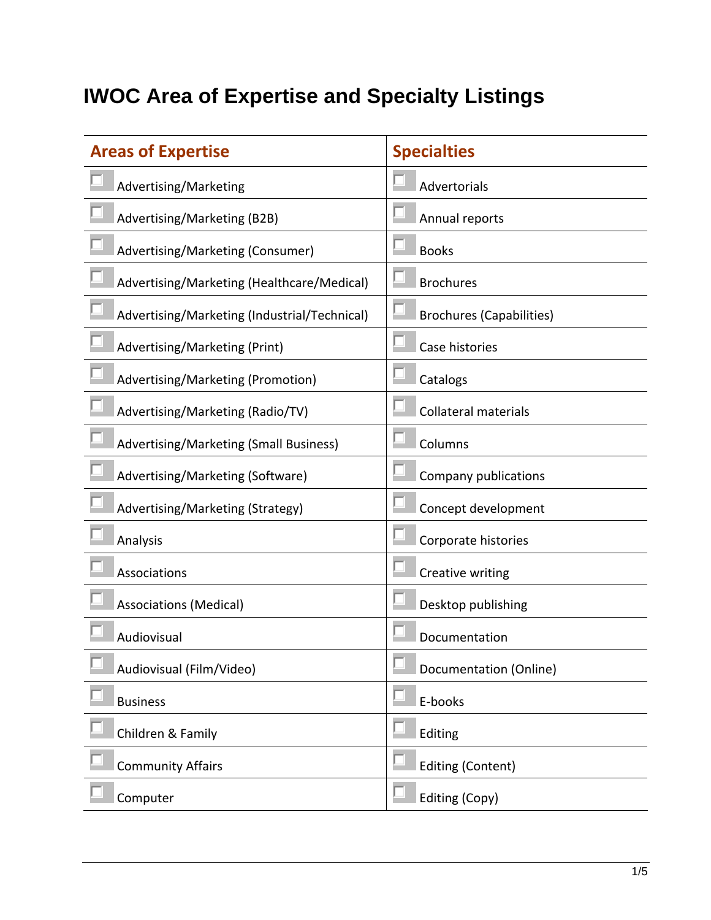# IWOC Area of Expertise and Specialty Listings

| Areas of Expertise | Specialties |
|---|---|
| ☐ Advertising/Marketing | ☐ Advertorials |
| ☐ Advertising/Marketing (B2B) | ☐ Annual reports |
| ☐ Advertising/Marketing (Consumer) | ☐ Books |
| ☐ Advertising/Marketing (Healthcare/Medical) | ☐ Brochures |
| ☐ Advertising/Marketing (Industrial/Technical) | ☐ Brochures (Capabilities) |
| ☐ Advertising/Marketing (Print) | ☐ Case histories |
| ☐ Advertising/Marketing (Promotion) | ☐ Catalogs |
| ☐ Advertising/Marketing (Radio/TV) | ☐ Collateral materials |
| ☐ Advertising/Marketing (Small Business) | ☐ Columns |
| ☐ Advertising/Marketing (Software) | ☐ Company publications |
| ☐ Advertising/Marketing (Strategy) | ☐ Concept development |
| ☐ Analysis | ☐ Corporate histories |
| ☐ Associations | ☐ Creative writing |
| ☐ Associations (Medical) | ☐ Desktop publishing |
| ☐ Audiovisual | ☐ Documentation |
| ☐ Audiovisual (Film/Video) | ☐ Documentation (Online) |
| ☐ Business | ☐ E-books |
| ☐ Children & Family | ☐ Editing |
| ☐ Community Affairs | ☐ Editing (Content) |
| ☐ Computer | ☐ Editing (Copy) |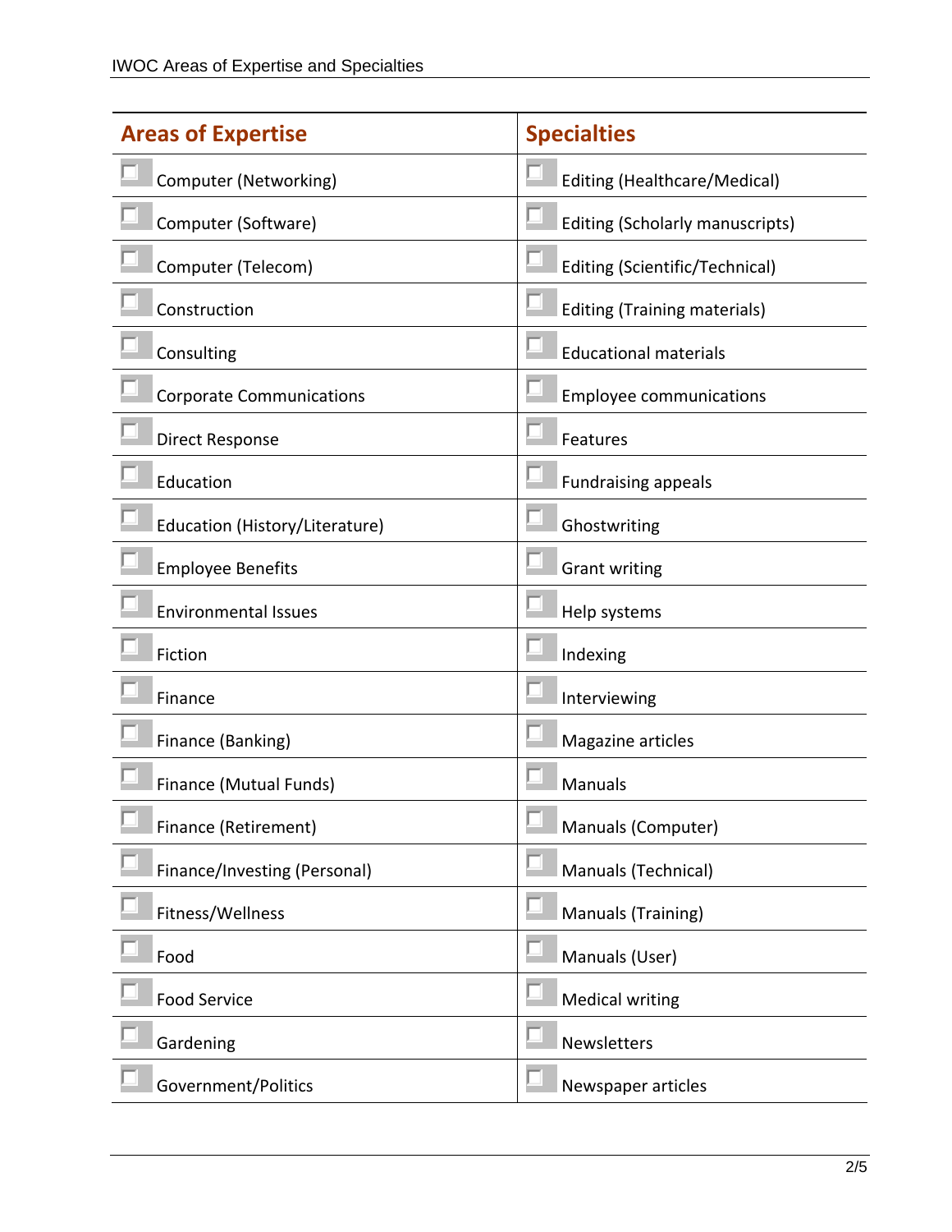| Areas of Expertise | Specialties |
| --- | --- |
| ☐ Computer (Networking) | ☐ Editing (Healthcare/Medical) |
| ☐ Computer (Software) | ☐ Editing (Scholarly manuscripts) |
| ☐ Computer (Telecom) | ☐ Editing (Scientific/Technical) |
| ☐ Construction | ☐ Editing (Training materials) |
| ☐ Consulting | ☐ Educational materials |
| ☐ Corporate Communications | ☐ Employee communications |
| ☐ Direct Response | ☐ Features |
| ☐ Education | ☐ Fundraising appeals |
| ☐ Education (History/Literature) | ☐ Ghostwriting |
| ☐ Employee Benefits | ☐ Grant writing |
| ☐ Environmental Issues | ☐ Help systems |
| ☐ Fiction | ☐ Indexing |
| ☐ Finance | ☐ Interviewing |
| ☐ Finance (Banking) | ☐ Magazine articles |
| ☐ Finance (Mutual Funds) | ☐ Manuals |
| ☐ Finance (Retirement) | ☐ Manuals (Computer) |
| ☐ Finance/Investing (Personal) | ☐ Manuals (Technical) |
| ☐ Fitness/Wellness | ☐ Manuals (Training) |
| ☐ Food | ☐ Manuals (User) |
| ☐ Food Service | ☐ Medical writing |
| ☐ Gardening | ☐ Newsletters |
| ☐ Government/Politics | ☐ Newspaper articles |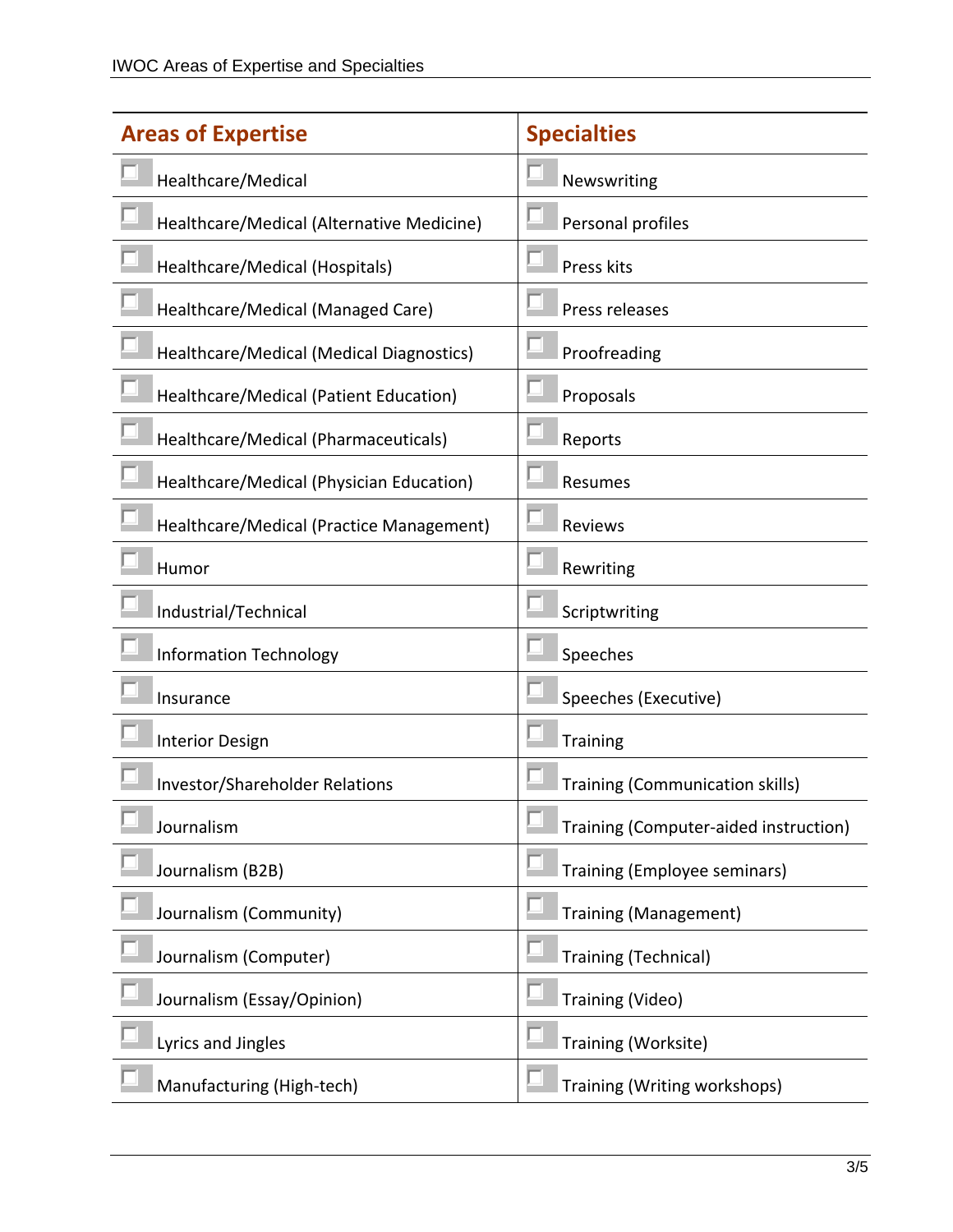| Areas of Expertise | Specialties |
| --- | --- |
| ☐ Healthcare/Medical | ☐ Newswriting |
| ☐ Healthcare/Medical (Alternative Medicine) | ☐ Personal profiles |
| ☐ Healthcare/Medical (Hospitals) | ☐ Press kits |
| ☐ Healthcare/Medical (Managed Care) | ☐ Press releases |
| ☐ Healthcare/Medical (Medical Diagnostics) | ☐ Proofreading |
| ☐ Healthcare/Medical (Patient Education) | ☐ Proposals |
| ☐ Healthcare/Medical (Pharmaceuticals) | ☐ Reports |
| ☐ Healthcare/Medical (Physician Education) | ☐ Resumes |
| ☐ Healthcare/Medical (Practice Management) | ☐ Reviews |
| ☐ Humor | ☐ Rewriting |
| ☐ Industrial/Technical | ☐ Scriptwriting |
| ☐ Information Technology | ☐ Speeches |
| ☐ Insurance | ☐ Speeches (Executive) |
| ☐ Interior Design | ☐ Training |
| ☐ Investor/Shareholder Relations | ☐ Training (Communication skills) |
| ☐ Journalism | ☐ Training (Computer-aided instruction) |
| ☐ Journalism (B2B) | ☐ Training (Employee seminars) |
| ☐ Journalism (Community) | ☐ Training (Management) |
| ☐ Journalism (Computer) | ☐ Training (Technical) |
| ☐ Journalism (Essay/Opinion) | ☐ Training (Video) |
| ☐ Lyrics and Jingles | ☐ Training (Worksite) |
| ☐ Manufacturing (High-tech) | ☐ Training (Writing workshops) |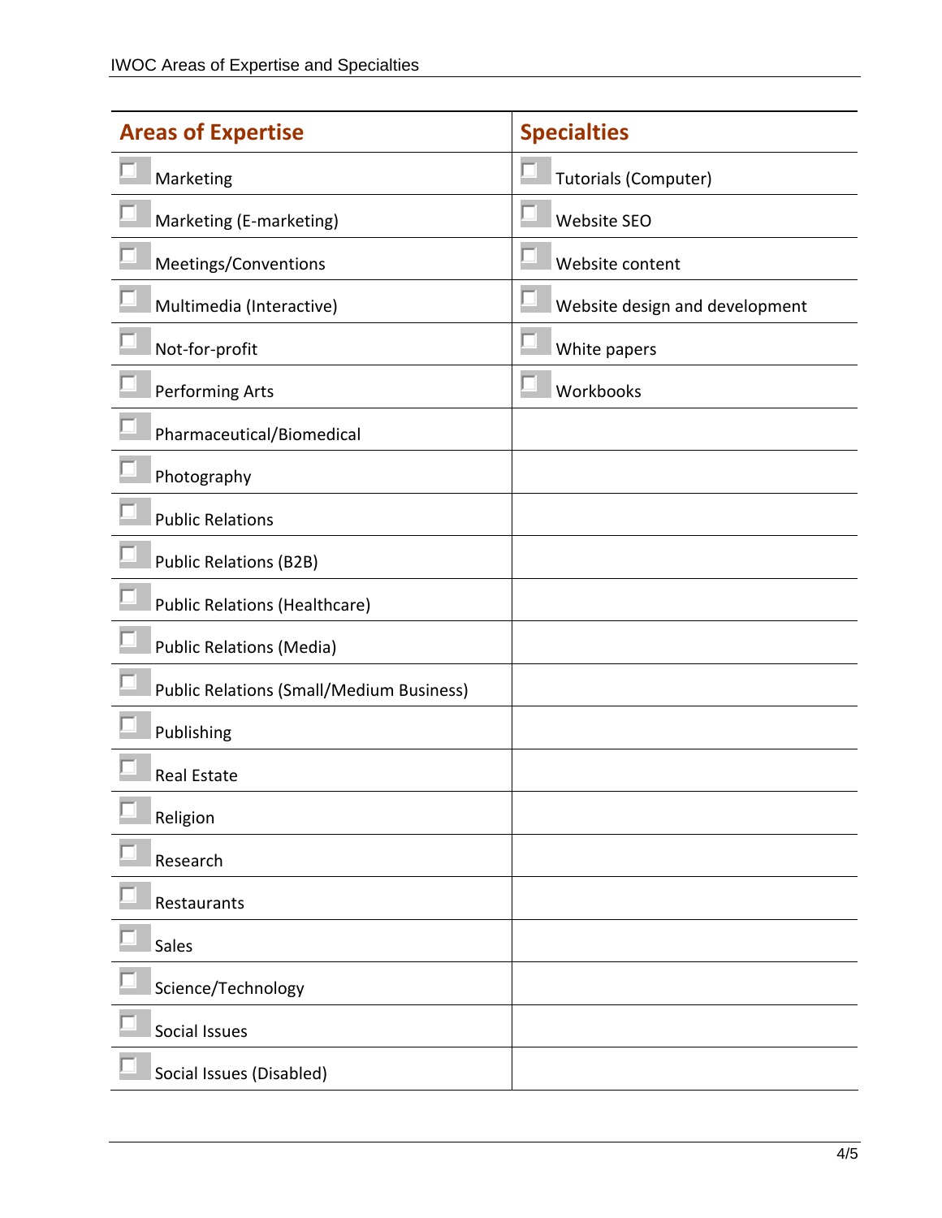| Areas of Expertise | Specialties |
|---|---|
| ☐ Marketing | ☐ Tutorials (Computer) |
| ☐ Marketing (E-marketing) | ☐ Website SEO |
| ☐ Meetings/Conventions | ☐ Website content |
| ☐ Multimedia (Interactive) | ☐ Website design and development |
| ☐ Not-for-profit | ☐ White papers |
| ☐ Performing Arts | ☐ Workbooks |
| ☐ Pharmaceutical/Biomedical | |
| ☐ Photography | |
| ☐ Public Relations | |
| ☐ Public Relations (B2B) | |
| ☐ Public Relations (Healthcare) | |
| ☐ Public Relations (Media) | |
| ☐ Public Relations (Small/Medium Business) | |
| ☐ Publishing | |
| ☐ Real Estate | |
| ☐ Religion | |
| ☐ Research | |
| ☐ Restaurants | |
| ☐ Sales | |
| ☐ Science/Technology | |
| ☐ Social Issues | |
| ☐ Social Issues (Disabled) | |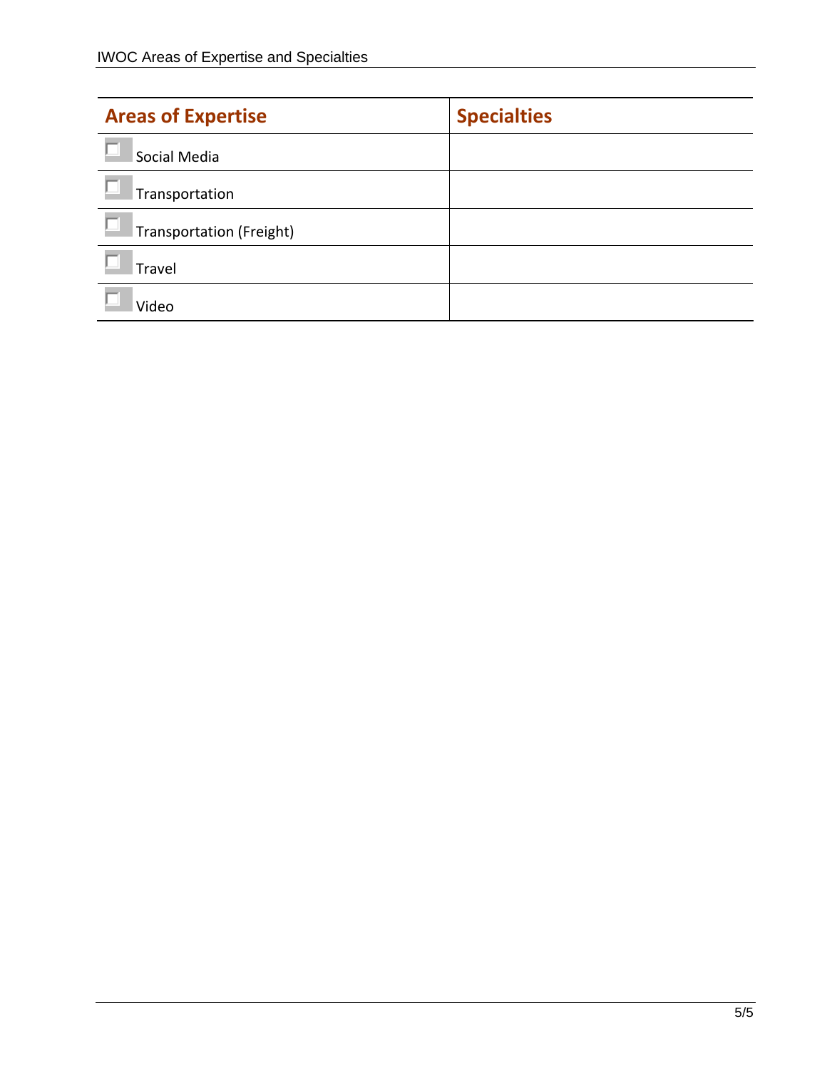| Areas of Expertise | Specialties |
|---|---|
| ☐ Social Media | |
| ☐ Transportation | |
| ☐ Transportation (Freight) | |
| ☐ Travel | |
| ☐ Video | |